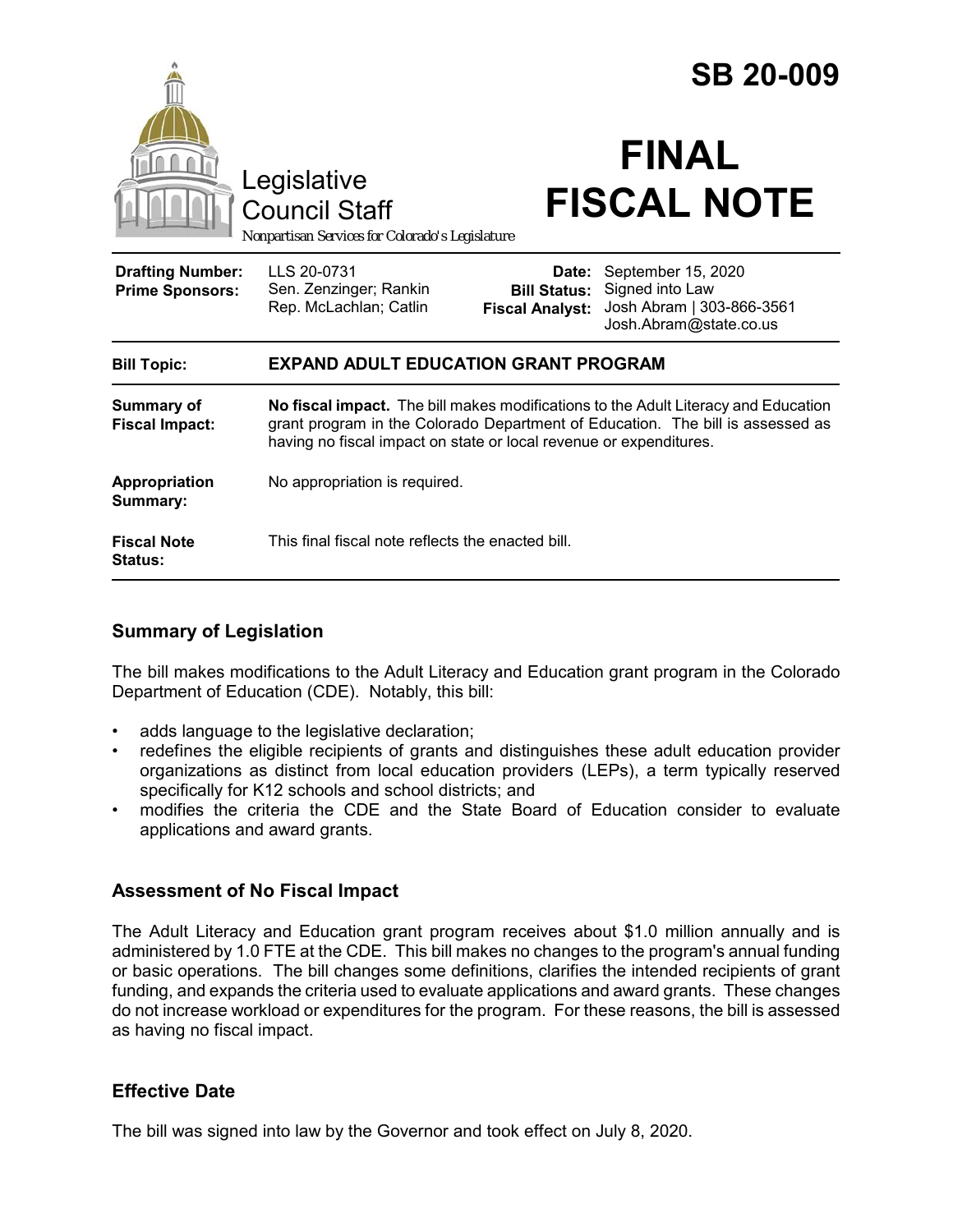# SB 20-009

Legislative Council Staff

*Nonpartisan Services for Colorado's Legislature*

# FINAL FISCAL NOTE

| | | | |
|---|---|---|---|
| **Drafting Number:** | LLS 20-0731 | **Date:** | September 15, 2020 |
| **Prime Sponsors:** | Sen. Zenzinger; Rankin<br>Rep. McLachlan; Catlin | **Bill Status:** | Signed into Law |
| | | **Fiscal Analyst:** | Josh Abram \| 303-866-3561<br>Josh.Abram@state.co.us |

| | |
|---|---|
| **Bill Topic:** | **EXPAND ADULT EDUCATION GRANT PROGRAM** |
| **Summary of Fiscal Impact:** | **No fiscal impact.** The bill makes modifications to the Adult Literacy and Education grant program in the Colorado Department of Education. The bill is assessed as having no fiscal impact on state or local revenue or expenditures. |
| **Appropriation Summary:** | No appropriation is required. |
| **Fiscal Note Status:** | This final fiscal note reflects the enacted bill. |

## Summary of Legislation

The bill makes modifications to the Adult Literacy and Education grant program in the Colorado Department of Education (CDE). Notably, this bill:

- adds language to the legislative declaration;
- redefines the eligible recipients of grants and distinguishes these adult education provider organizations as distinct from local education providers (LEPs), a term typically reserved specifically for K12 schools and school districts; and
- modifies the criteria the CDE and the State Board of Education consider to evaluate applications and award grants.

## Assessment of No Fiscal Impact

The Adult Literacy and Education grant program receives about $1.0 million annually and is administered by 1.0 FTE at the CDE. This bill makes no changes to the program's annual funding or basic operations. The bill changes some definitions, clarifies the intended recipients of grant funding, and expands the criteria used to evaluate applications and award grants. These changes do not increase workload or expenditures for the program. For these reasons, the bill is assessed as having no fiscal impact.

## Effective Date

The bill was signed into law by the Governor and took effect on July 8, 2020.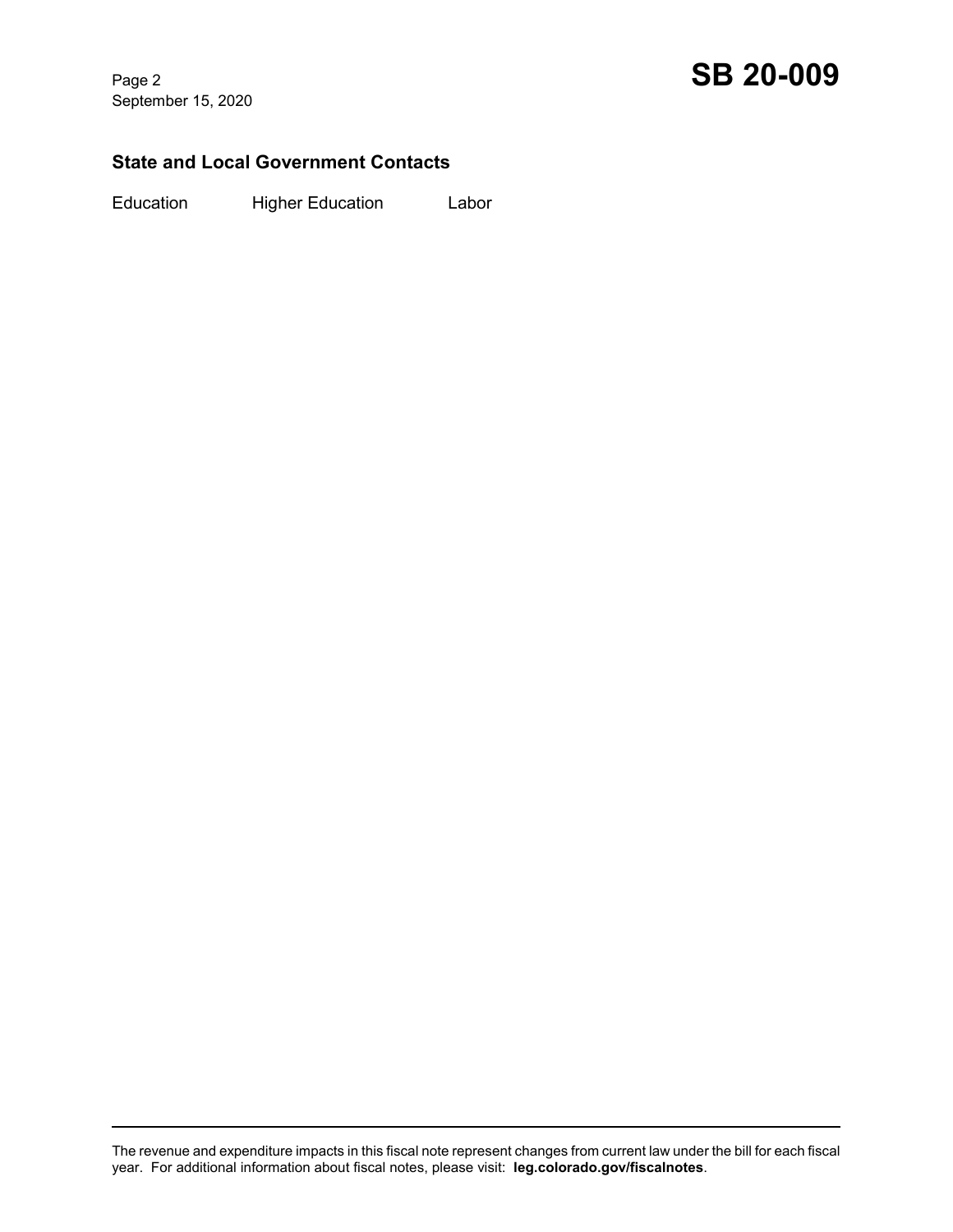## State and Local Government Contacts

Education Higher Education Labor

The revenue and expenditure impacts in this fiscal note represent changes from current law under the bill for each fiscal year. For additional information about fiscal notes, please visit: **leg.colorado.gov/fiscalnotes**.